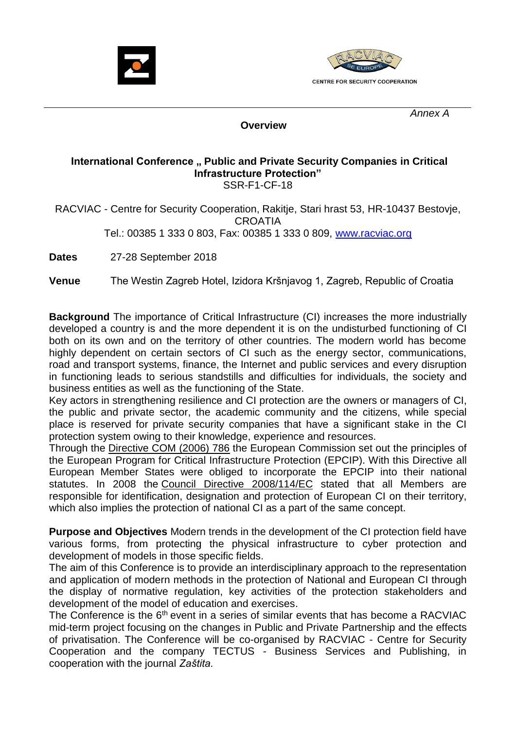CENTRE FOR SECURITY COOPERATION

*Annex A*

**Overview**

## International Conference „ Public and Private Security Companies in Critical Infrastructure Protection"

SSR-F1-CF-18

RACVIAC - Centre for Security Cooperation, Rakitje, Stari hrast 53, HR-10437 Bestovje, CROATIA
Tel.: 00385 1 333 0 803, Fax: 00385 1 333 0 809, www.racviac.org

**Dates** 27-28 September 2018

**Venue** The Westin Zagreb Hotel, Izidora Kršnjavog 1, Zagreb, Republic of Croatia

**Background** The importance of Critical Infrastructure (CI) increases the more industrially developed a country is and the more dependent it is on the undisturbed functioning of CI both on its own and on the territory of other countries. The modern world has become highly dependent on certain sectors of CI such as the energy sector, communications, road and transport systems, finance, the Internet and public services and every disruption in functioning leads to serious standstills and difficulties for individuals, the society and business entities as well as the functioning of the State.
Key actors in strengthening resilience and CI protection are the owners or managers of CI, the public and private sector, the academic community and the citizens, while special place is reserved for private security companies that have a significant stake in the CI protection system owing to their knowledge, experience and resources.
Through the Directive COM (2006) 786 the European Commission set out the principles of the European Program for Critical Infrastructure Protection (EPCIP). With this Directive all European Member States were obliged to incorporate the EPCIP into their national statutes. In 2008 the Council Directive 2008/114/EC stated that all Members are responsible for identification, designation and protection of European CI on their territory, which also implies the protection of national CI as a part of the same concept.

**Purpose and Objectives** Modern trends in the development of the CI protection field have various forms, from protecting the physical infrastructure to cyber protection and development of models in those specific fields.
The aim of this Conference is to provide an interdisciplinary approach to the representation and application of modern methods in the protection of National and European CI through the display of normative regulation, key activities of the protection stakeholders and development of the model of education and exercises.
The Conference is the 6th event in a series of similar events that has become a RACVIAC mid-term project focusing on the changes in Public and Private Partnership and the effects of privatisation. The Conference will be co-organised by RACVIAC - Centre for Security Cooperation and the company TECTUS - Business Services and Publishing, in cooperation with the journal *Zaštita.*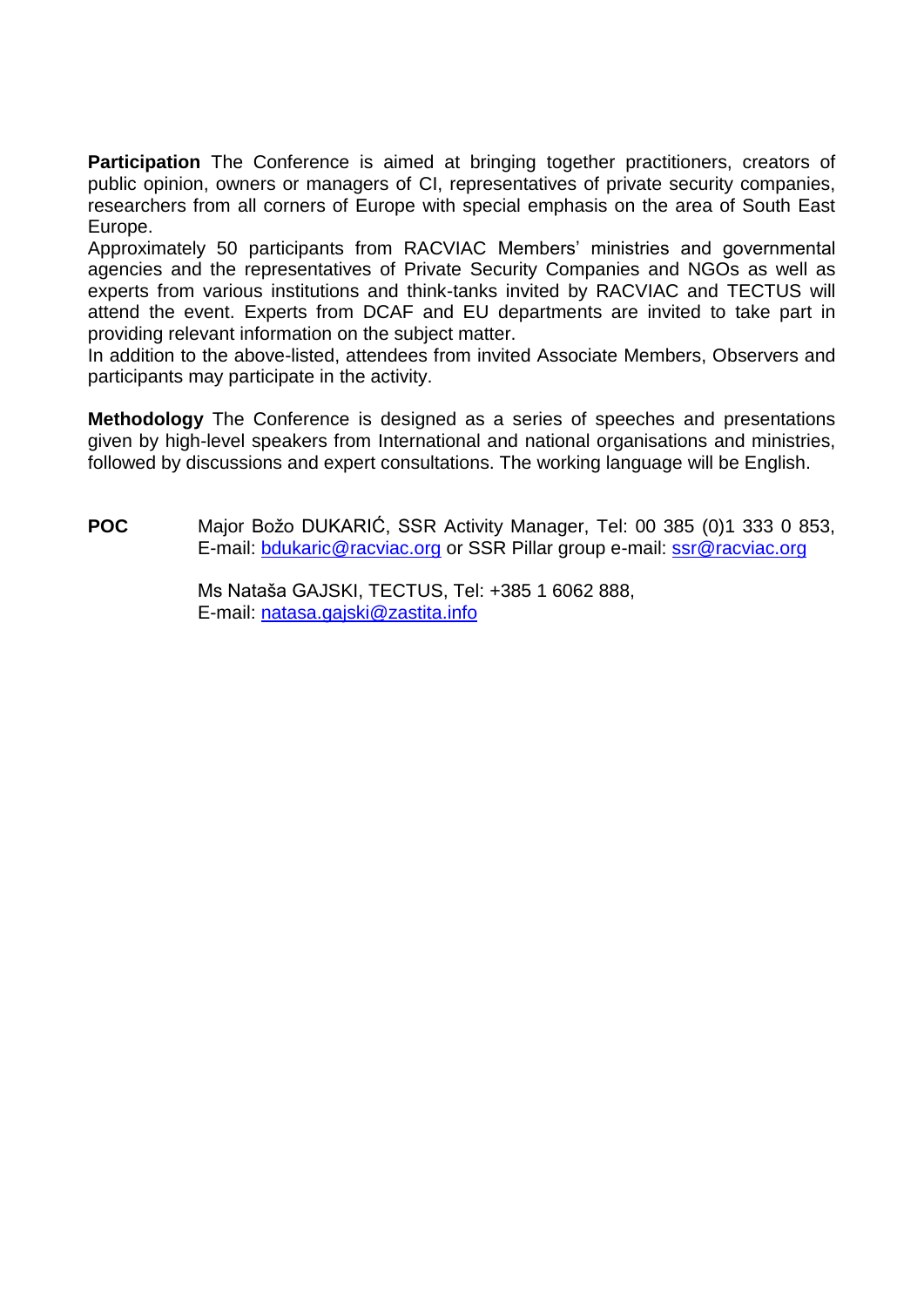**Participation** The Conference is aimed at bringing together practitioners, creators of public opinion, owners or managers of CI, representatives of private security companies, researchers from all corners of Europe with special emphasis on the area of South East Europe.

Approximately 50 participants from RACVIAC Members' ministries and governmental agencies and the representatives of Private Security Companies and NGOs as well as experts from various institutions and think-tanks invited by RACVIAC and TECTUS will attend the event. Experts from DCAF and EU departments are invited to take part in providing relevant information on the subject matter.

In addition to the above-listed, attendees from invited Associate Members, Observers and participants may participate in the activity.

**Methodology** The Conference is designed as a series of speeches and presentations given by high-level speakers from International and national organisations and ministries, followed by discussions and expert consultations. The working language will be English.

**POC** Major Božo DUKARIĆ, SSR Activity Manager, Tel: 00 385 (0)1 333 0 853, E-mail: bdukaric@racviac.org or SSR Pillar group e-mail: ssr@racviac.org

Ms Nataša GAJSKI, TECTUS, Tel: +385 1 6062 888, E-mail: natasa.gajski@zastita.info